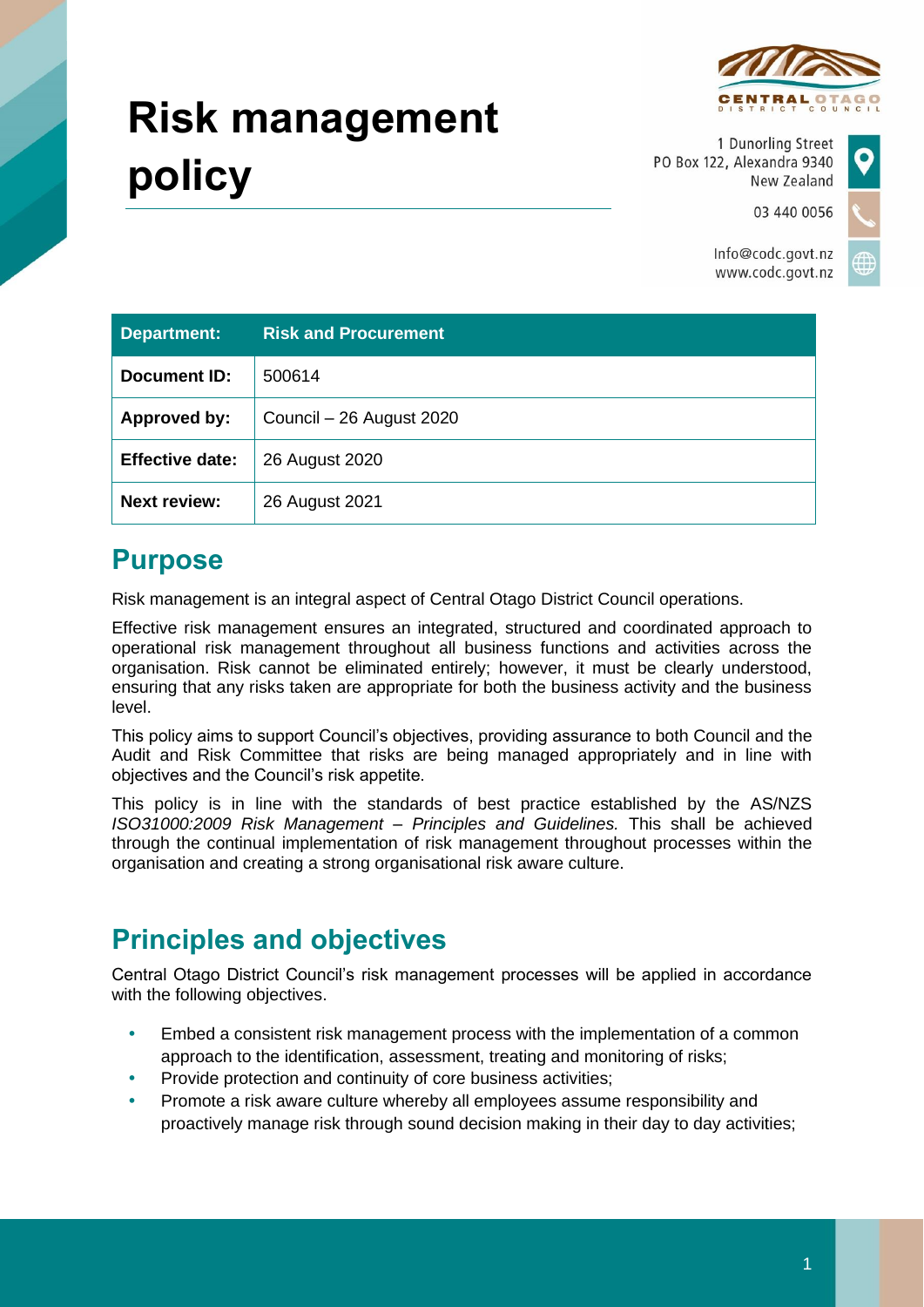# Risk management policy

Central Otago District Council
1 Dunorling Street
PO Box 122, Alexandra 9340
New Zealand
03 440 0056
Info@codc.govt.nz
www.codc.govt.nz

| Department: | Risk and Procurement |
|---|---|
| Document ID: | 500614 |
| Approved by: | Council – 26 August 2020 |
| Effective date: | 26 August 2020 |
| Next review: | 26 August 2021 |

## Purpose

Risk management is an integral aspect of Central Otago District Council operations.

Effective risk management ensures an integrated, structured and coordinated approach to operational risk management throughout all business functions and activities across the organisation. Risk cannot be eliminated entirely; however, it must be clearly understood, ensuring that any risks taken are appropriate for both the business activity and the business level.

This policy aims to support Council's objectives, providing assurance to both Council and the Audit and Risk Committee that risks are being managed appropriately and in line with objectives and the Council's risk appetite.

This policy is in line with the standards of best practice established by the AS/NZS *ISO31000:2009 Risk Management – Principles and Guidelines.* This shall be achieved through the continual implementation of risk management throughout processes within the organisation and creating a strong organisational risk aware culture.

## Principles and objectives

Central Otago District Council's risk management processes will be applied in accordance with the following objectives.

- Embed a consistent risk management process with the implementation of a common approach to the identification, assessment, treating and monitoring of risks;
- Provide protection and continuity of core business activities;
- Promote a risk aware culture whereby all employees assume responsibility and proactively manage risk through sound decision making in their day to day activities;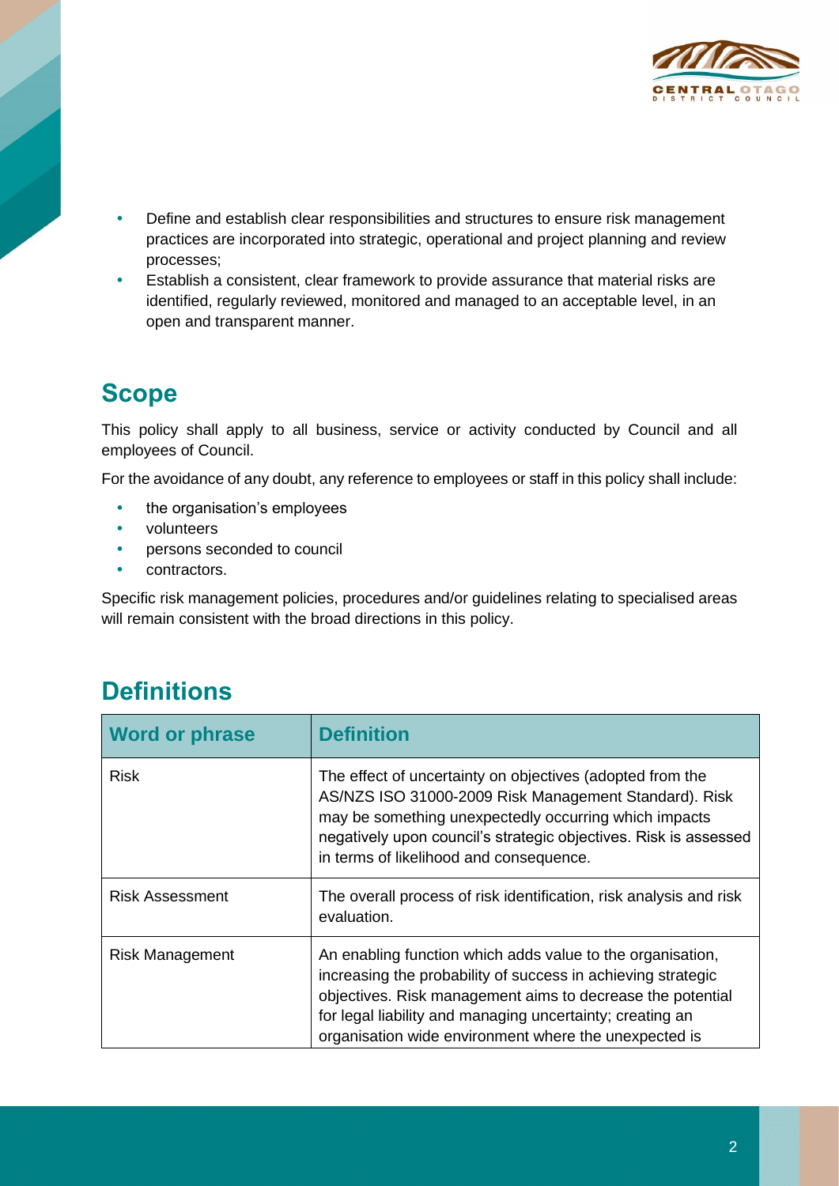- Define and establish clear responsibilities and structures to ensure risk management practices are incorporated into strategic, operational and project planning and review processes;
- Establish a consistent, clear framework to provide assurance that material risks are identified, regularly reviewed, monitored and managed to an acceptable level, in an open and transparent manner.

## Scope

This policy shall apply to all business, service or activity conducted by Council and all employees of Council.

For the avoidance of any doubt, any reference to employees or staff in this policy shall include:

- the organisation's employees
- volunteers
- persons seconded to council
- contractors.

Specific risk management policies, procedures and/or guidelines relating to specialised areas will remain consistent with the broad directions in this policy.

## Definitions

| Word or phrase | Definition |
| --- | --- |
| Risk | The effect of uncertainty on objectives (adopted from the AS/NZS ISO 31000-2009 Risk Management Standard). Risk may be something unexpectedly occurring which impacts negatively upon council's strategic objectives. Risk is assessed in terms of likelihood and consequence. |
| Risk Assessment | The overall process of risk identification, risk analysis and risk evaluation. |
| Risk Management | An enabling function which adds value to the organisation, increasing the probability of success in achieving strategic objectives. Risk management aims to decrease the potential for legal liability and managing uncertainty; creating an organisation wide environment where the unexpected is |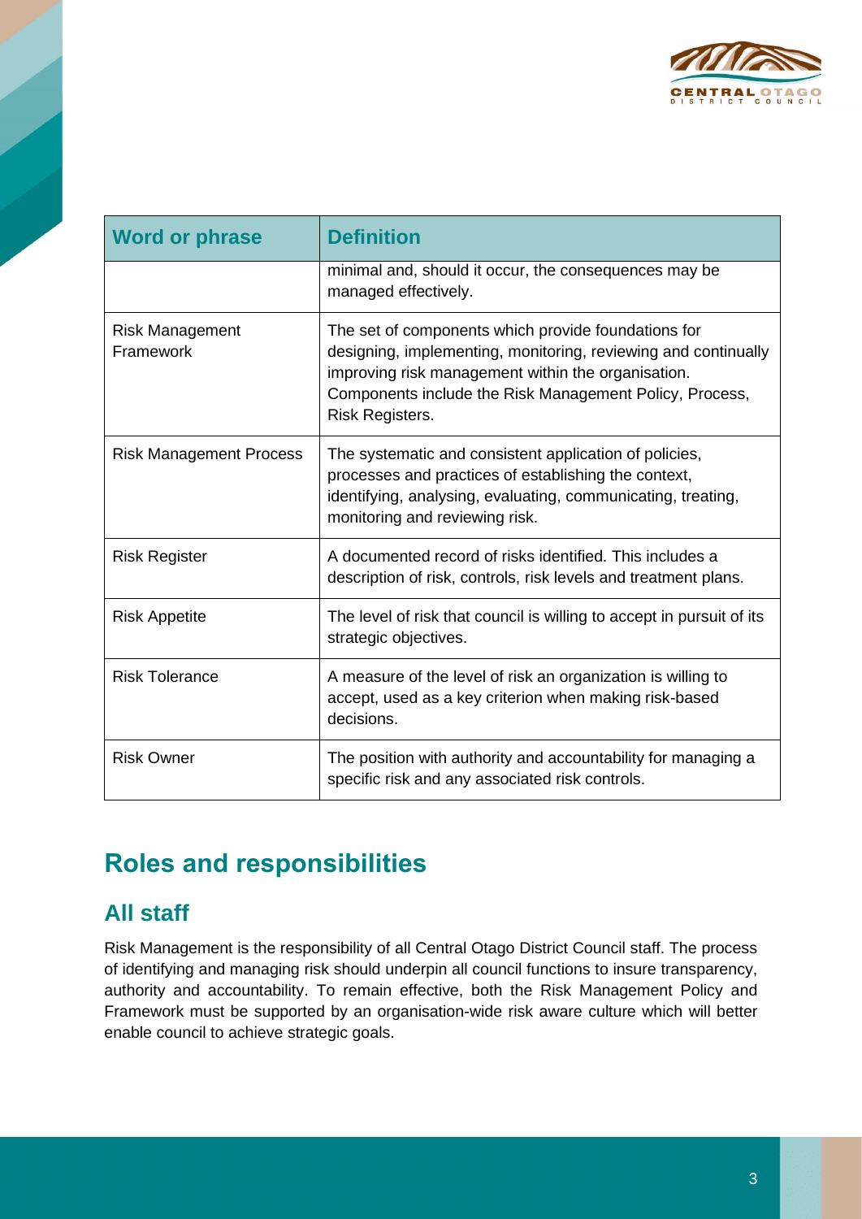| Word or phrase | Definition |
|---|---|
| | minimal and, should it occur, the consequences may be managed effectively. |
| Risk Management Framework | The set of components which provide foundations for designing, implementing, monitoring, reviewing and continually improving risk management within the organisation. Components include the Risk Management Policy, Process, Risk Registers. |
| Risk Management Process | The systematic and consistent application of policies, processes and practices of establishing the context, identifying, analysing, evaluating, communicating, treating, monitoring and reviewing risk. |
| Risk Register | A documented record of risks identified. This includes a description of risk, controls, risk levels and treatment plans. |
| Risk Appetite | The level of risk that council is willing to accept in pursuit of its strategic objectives. |
| Risk Tolerance | A measure of the level of risk an organization is willing to accept, used as a key criterion when making risk-based decisions. |
| Risk Owner | The position with authority and accountability for managing a specific risk and any associated risk controls. |

# Roles and responsibilities

## All staff

Risk Management is the responsibility of all Central Otago District Council staff. The process of identifying and managing risk should underpin all council functions to insure transparency, authority and accountability. To remain effective, both the Risk Management Policy and Framework must be supported by an organisation-wide risk aware culture which will better enable council to achieve strategic goals.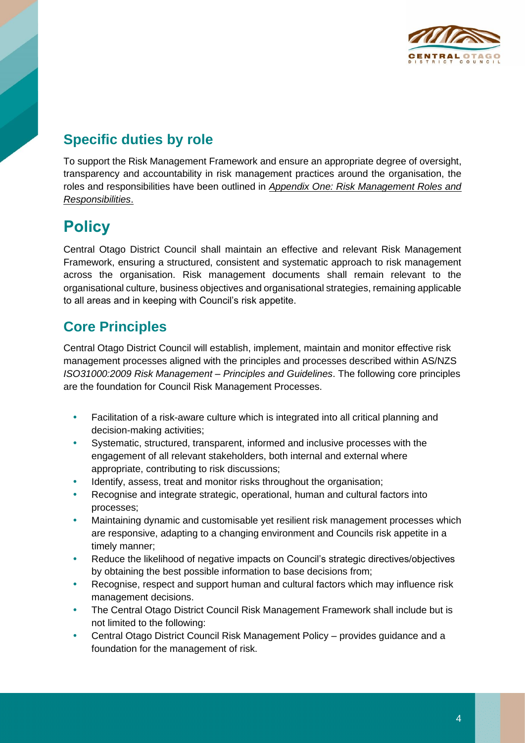## Specific duties by role

To support the Risk Management Framework and ensure an appropriate degree of oversight, transparency and accountability in risk management practices around the organisation, the roles and responsibilities have been outlined in *Appendix One: Risk Management Roles and Responsibilities*.

# Policy

Central Otago District Council shall maintain an effective and relevant Risk Management Framework, ensuring a structured, consistent and systematic approach to risk management across the organisation. Risk management documents shall remain relevant to the organisational culture, business objectives and organisational strategies, remaining applicable to all areas and in keeping with Council's risk appetite.

## Core Principles

Central Otago District Council will establish, implement, maintain and monitor effective risk management processes aligned with the principles and processes described within AS/NZS *ISO31000:2009 Risk Management – Principles and Guidelines*. The following core principles are the foundation for Council Risk Management Processes.

- Facilitation of a risk-aware culture which is integrated into all critical planning and decision-making activities;
- Systematic, structured, transparent, informed and inclusive processes with the engagement of all relevant stakeholders, both internal and external where appropriate, contributing to risk discussions;
- Identify, assess, treat and monitor risks throughout the organisation;
- Recognise and integrate strategic, operational, human and cultural factors into processes;
- Maintaining dynamic and customisable yet resilient risk management processes which are responsive, adapting to a changing environment and Councils risk appetite in a timely manner;
- Reduce the likelihood of negative impacts on Council's strategic directives/objectives by obtaining the best possible information to base decisions from;
- Recognise, respect and support human and cultural factors which may influence risk management decisions.
- The Central Otago District Council Risk Management Framework shall include but is not limited to the following:
- Central Otago District Council Risk Management Policy – provides guidance and a foundation for the management of risk.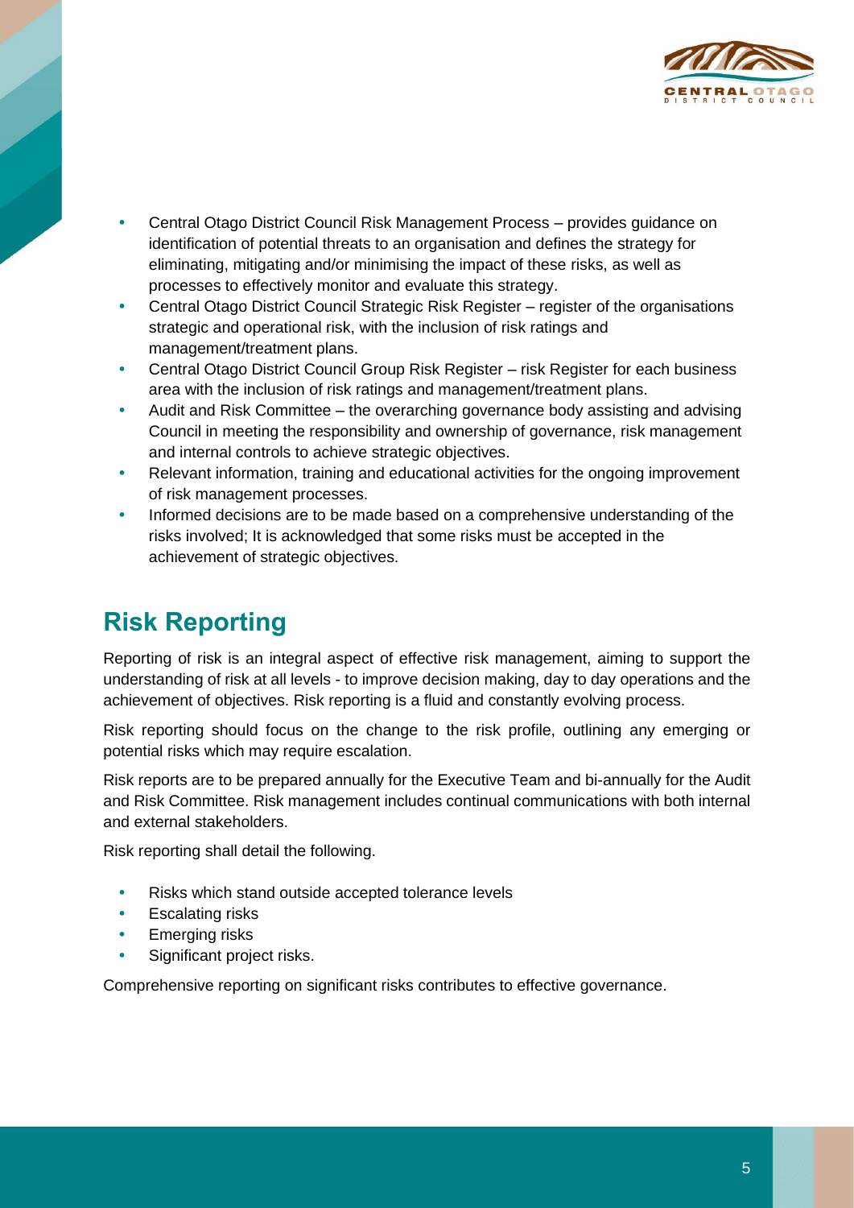- Central Otago District Council Risk Management Process – provides guidance on identification of potential threats to an organisation and defines the strategy for eliminating, mitigating and/or minimising the impact of these risks, as well as processes to effectively monitor and evaluate this strategy.
- Central Otago District Council Strategic Risk Register – register of the organisations strategic and operational risk, with the inclusion of risk ratings and management/treatment plans.
- Central Otago District Council Group Risk Register – risk Register for each business area with the inclusion of risk ratings and management/treatment plans.
- Audit and Risk Committee – the overarching governance body assisting and advising Council in meeting the responsibility and ownership of governance, risk management and internal controls to achieve strategic objectives.
- Relevant information, training and educational activities for the ongoing improvement of risk management processes.
- Informed decisions are to be made based on a comprehensive understanding of the risks involved; It is acknowledged that some risks must be accepted in the achievement of strategic objectives.

## Risk Reporting

Reporting of risk is an integral aspect of effective risk management, aiming to support the understanding of risk at all levels - to improve decision making, day to day operations and the achievement of objectives. Risk reporting is a fluid and constantly evolving process.

Risk reporting should focus on the change to the risk profile, outlining any emerging or potential risks which may require escalation.

Risk reports are to be prepared annually for the Executive Team and bi-annually for the Audit and Risk Committee. Risk management includes continual communications with both internal and external stakeholders.

Risk reporting shall detail the following.

- Risks which stand outside accepted tolerance levels
- Escalating risks
- Emerging risks
- Significant project risks.

Comprehensive reporting on significant risks contributes to effective governance.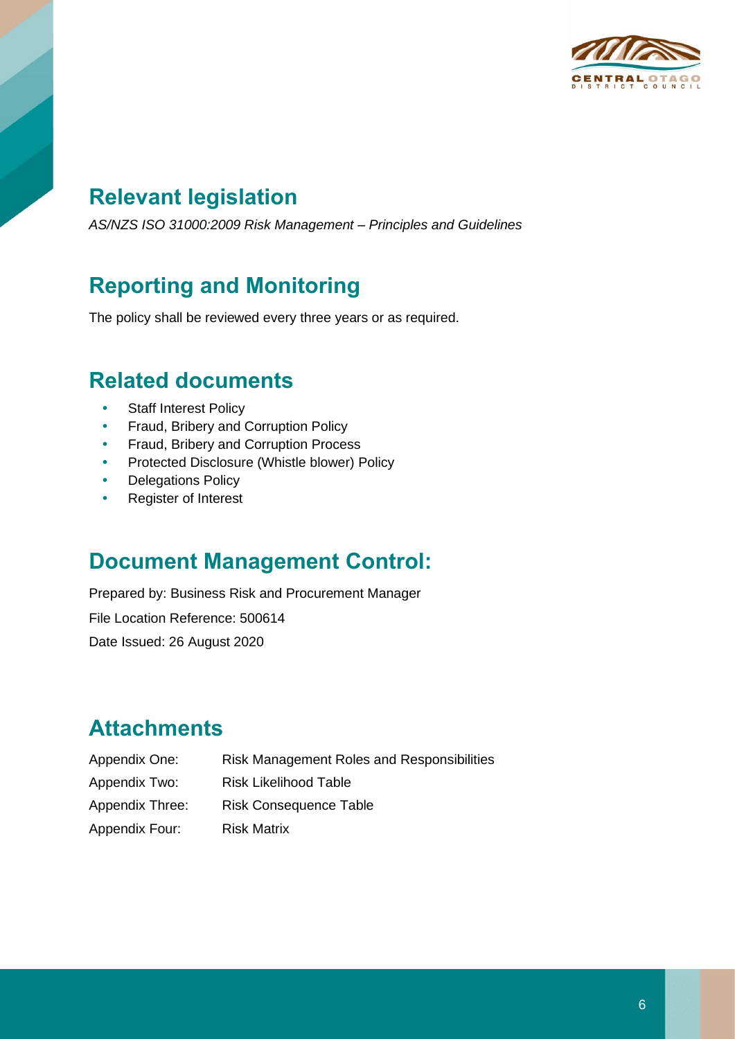## Relevant legislation

*AS/NZS ISO 31000:2009 Risk Management – Principles and Guidelines*

## Reporting and Monitoring

The policy shall be reviewed every three years or as required.

## Related documents

- Staff Interest Policy
- Fraud, Bribery and Corruption Policy
- Fraud, Bribery and Corruption Process
- Protected Disclosure (Whistle blower) Policy
- Delegations Policy
- Register of Interest

## Document Management Control:

Prepared by: Business Risk and Procurement Manager

File Location Reference: 500614

Date Issued: 26 August 2020

## Attachments

| | |
|---|---|
| Appendix One: | Risk Management Roles and Responsibilities |
| Appendix Two: | Risk Likelihood Table |
| Appendix Three: | Risk Consequence Table |
| Appendix Four: | Risk Matrix |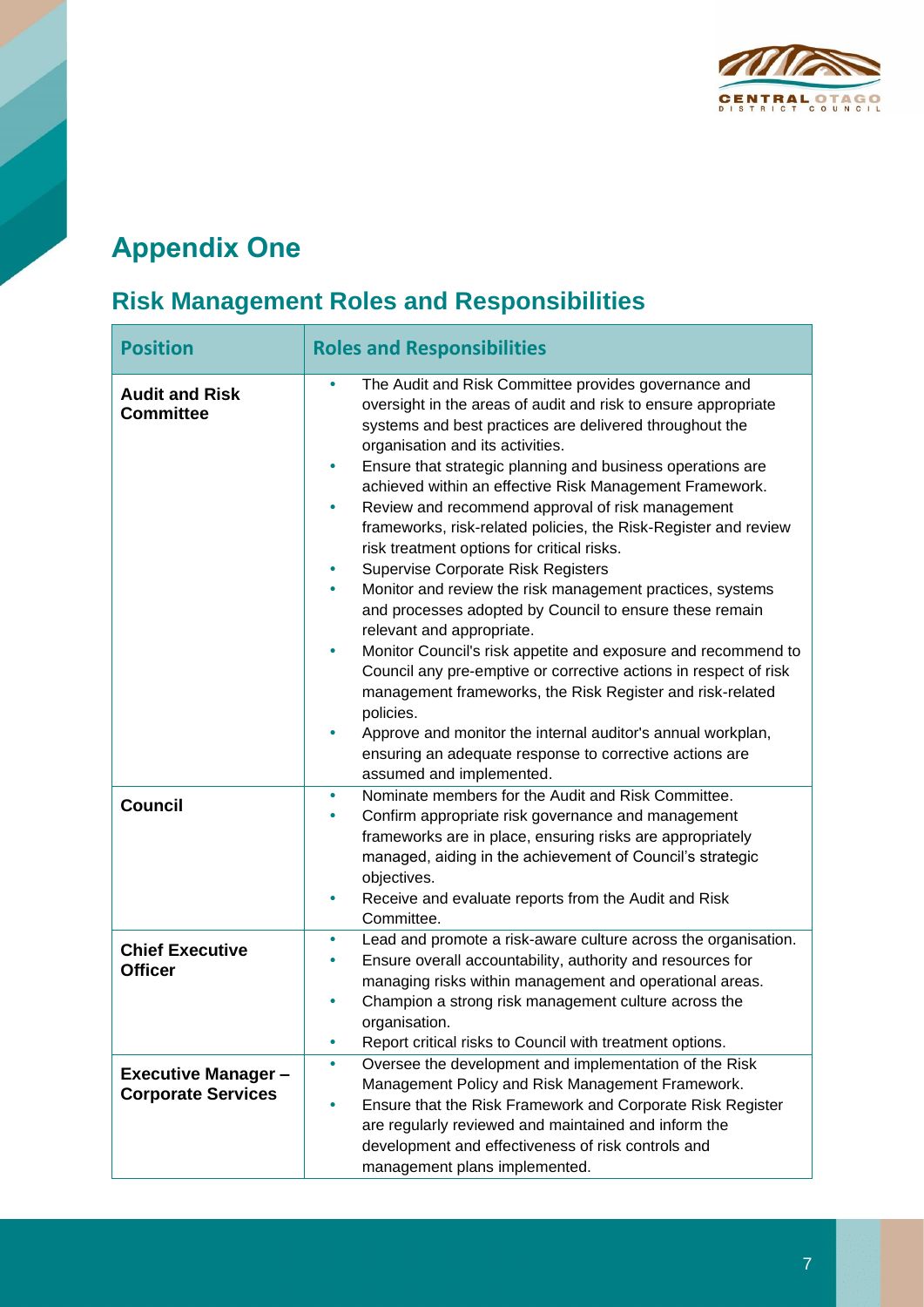# Appendix One

## Risk Management Roles and Responsibilities

| Position | Roles and Responsibilities |
|---|---|
| **Audit and Risk Committee** | • The Audit and Risk Committee provides governance and oversight in the areas of audit and risk to ensure appropriate systems and best practices are delivered throughout the organisation and its activities.<br>• Ensure that strategic planning and business operations are achieved within an effective Risk Management Framework.<br>• Review and recommend approval of risk management frameworks, risk-related policies, the Risk-Register and review risk treatment options for critical risks.<br>• Supervise Corporate Risk Registers<br>• Monitor and review the risk management practices, systems and processes adopted by Council to ensure these remain relevant and appropriate.<br>• Monitor Council's risk appetite and exposure and recommend to Council any pre-emptive or corrective actions in respect of risk management frameworks, the Risk Register and risk-related policies.<br>• Approve and monitor the internal auditor's annual workplan, ensuring an adequate response to corrective actions are assumed and implemented. |
| **Council** | • Nominate members for the Audit and Risk Committee.<br>• Confirm appropriate risk governance and management frameworks are in place, ensuring risks are appropriately managed, aiding in the achievement of Council's strategic objectives.<br>• Receive and evaluate reports from the Audit and Risk Committee. |
| **Chief Executive Officer** | • Lead and promote a risk-aware culture across the organisation.<br>• Ensure overall accountability, authority and resources for managing risks within management and operational areas.<br>• Champion a strong risk management culture across the organisation.<br>• Report critical risks to Council with treatment options. |
| **Executive Manager – Corporate Services** | • Oversee the development and implementation of the Risk Management Policy and Risk Management Framework.<br>• Ensure that the Risk Framework and Corporate Risk Register are regularly reviewed and maintained and inform the development and effectiveness of risk controls and management plans implemented. |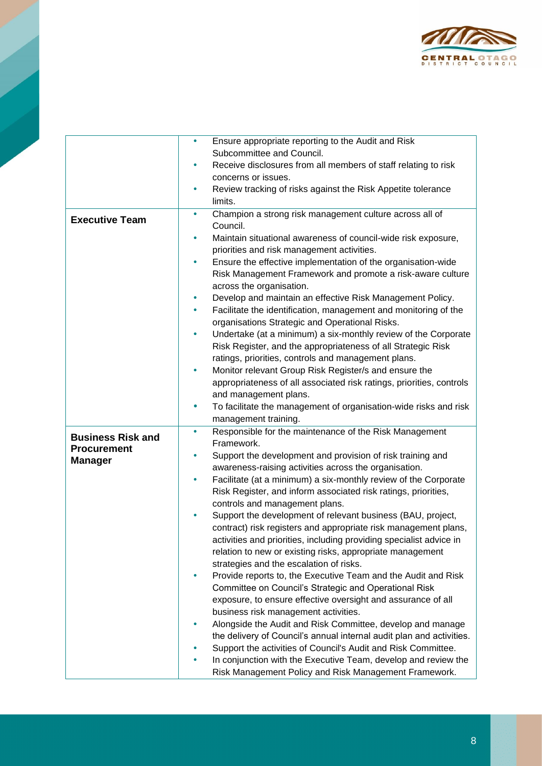| | |
|---|---|
| | • Ensure appropriate reporting to the Audit and Risk Subcommittee and Council.<br>• Receive disclosures from all members of staff relating to risk concerns or issues.<br>• Review tracking of risks against the Risk Appetite tolerance limits. |
| **Executive Team** | • Champion a strong risk management culture across all of Council.<br>• Maintain situational awareness of council-wide risk exposure, priorities and risk management activities.<br>• Ensure the effective implementation of the organisation-wide Risk Management Framework and promote a risk-aware culture across the organisation.<br>• Develop and maintain an effective Risk Management Policy.<br>• Facilitate the identification, management and monitoring of the organisations Strategic and Operational Risks.<br>• Undertake (at a minimum) a six-monthly review of the Corporate Risk Register, and the appropriateness of all Strategic Risk ratings, priorities, controls and management plans.<br>• Monitor relevant Group Risk Register/s and ensure the appropriateness of all associated risk ratings, priorities, controls and management plans.<br>• To facilitate the management of organisation-wide risks and risk management training. |
| **Business Risk and Procurement Manager** | • Responsible for the maintenance of the Risk Management Framework.<br>• Support the development and provision of risk training and awareness-raising activities across the organisation.<br>• Facilitate (at a minimum) a six-monthly review of the Corporate Risk Register, and inform associated risk ratings, priorities, controls and management plans.<br>• Support the development of relevant business (BAU, project, contract) risk registers and appropriate risk management plans, activities and priorities, including providing specialist advice in relation to new or existing risks, appropriate management strategies and the escalation of risks.<br>• Provide reports to, the Executive Team and the Audit and Risk Committee on Council's Strategic and Operational Risk exposure, to ensure effective oversight and assurance of all business risk management activities.<br>• Alongside the Audit and Risk Committee, develop and manage the delivery of Council's annual internal audit plan and activities.<br>• Support the activities of Council's Audit and Risk Committee.<br>• In conjunction with the Executive Team, develop and review the Risk Management Policy and Risk Management Framework. |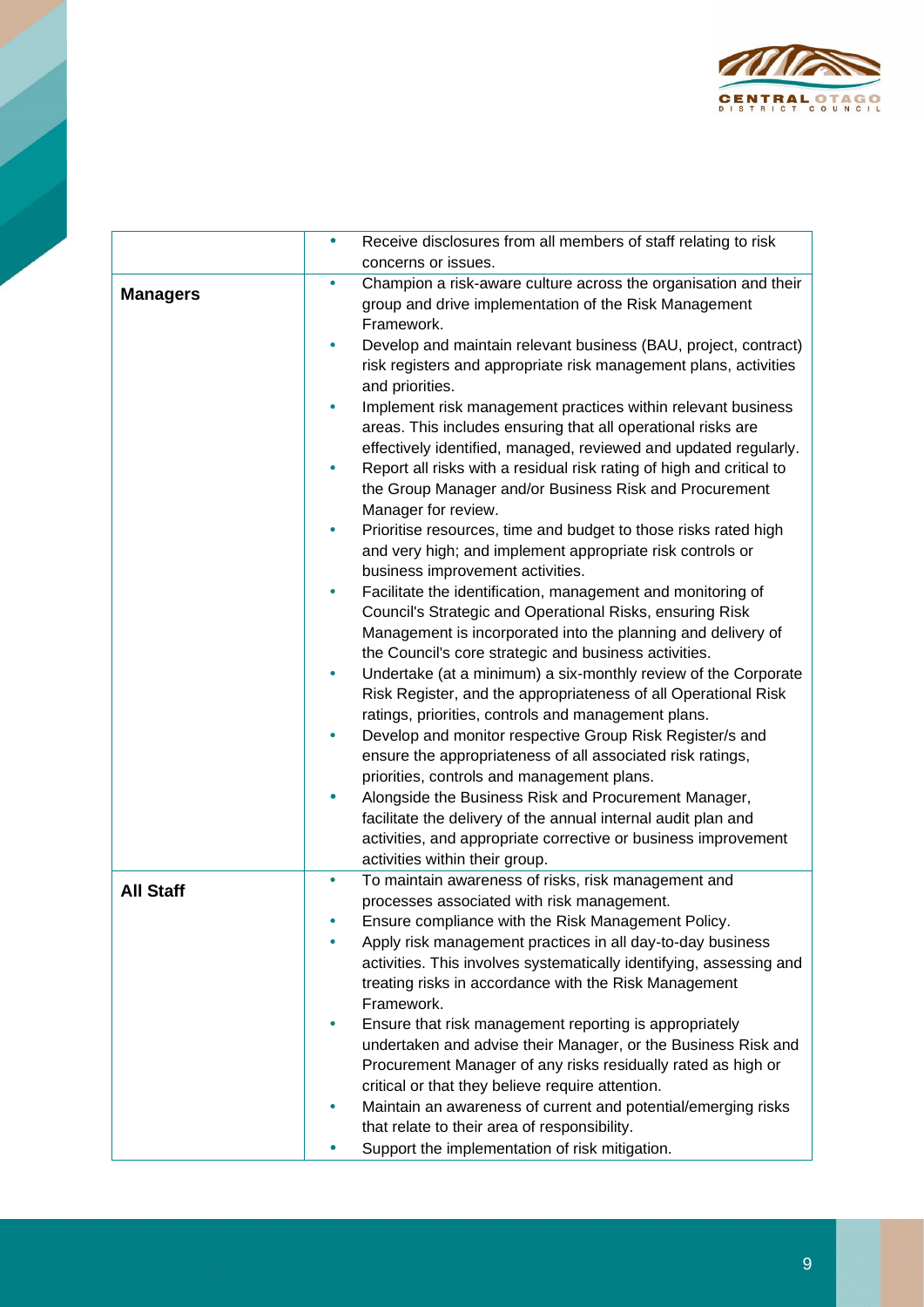| | |
|---|---|
| | • Receive disclosures from all members of staff relating to risk concerns or issues. |
| **Managers** | • Champion a risk-aware culture across the organisation and their group and drive implementation of the Risk Management Framework.<br>• Develop and maintain relevant business (BAU, project, contract) risk registers and appropriate risk management plans, activities and priorities.<br>• Implement risk management practices within relevant business areas. This includes ensuring that all operational risks are effectively identified, managed, reviewed and updated regularly.<br>• Report all risks with a residual risk rating of high and critical to the Group Manager and/or Business Risk and Procurement Manager for review.<br>• Prioritise resources, time and budget to those risks rated high and very high; and implement appropriate risk controls or business improvement activities.<br>• Facilitate the identification, management and monitoring of Council's Strategic and Operational Risks, ensuring Risk Management is incorporated into the planning and delivery of the Council's core strategic and business activities.<br>• Undertake (at a minimum) a six-monthly review of the Corporate Risk Register, and the appropriateness of all Operational Risk ratings, priorities, controls and management plans.<br>• Develop and monitor respective Group Risk Register/s and ensure the appropriateness of all associated risk ratings, priorities, controls and management plans.<br>• Alongside the Business Risk and Procurement Manager, facilitate the delivery of the annual internal audit plan and activities, and appropriate corrective or business improvement activities within their group. |
| **All Staff** | • To maintain awareness of risks, risk management and processes associated with risk management.<br>• Ensure compliance with the Risk Management Policy.<br>• Apply risk management practices in all day-to-day business activities. This involves systematically identifying, assessing and treating risks in accordance with the Risk Management Framework.<br>• Ensure that risk management reporting is appropriately undertaken and advise their Manager, or the Business Risk and Procurement Manager of any risks residually rated as high or critical or that they believe require attention.<br>• Maintain an awareness of current and potential/emerging risks that relate to their area of responsibility.<br>• Support the implementation of risk mitigation. |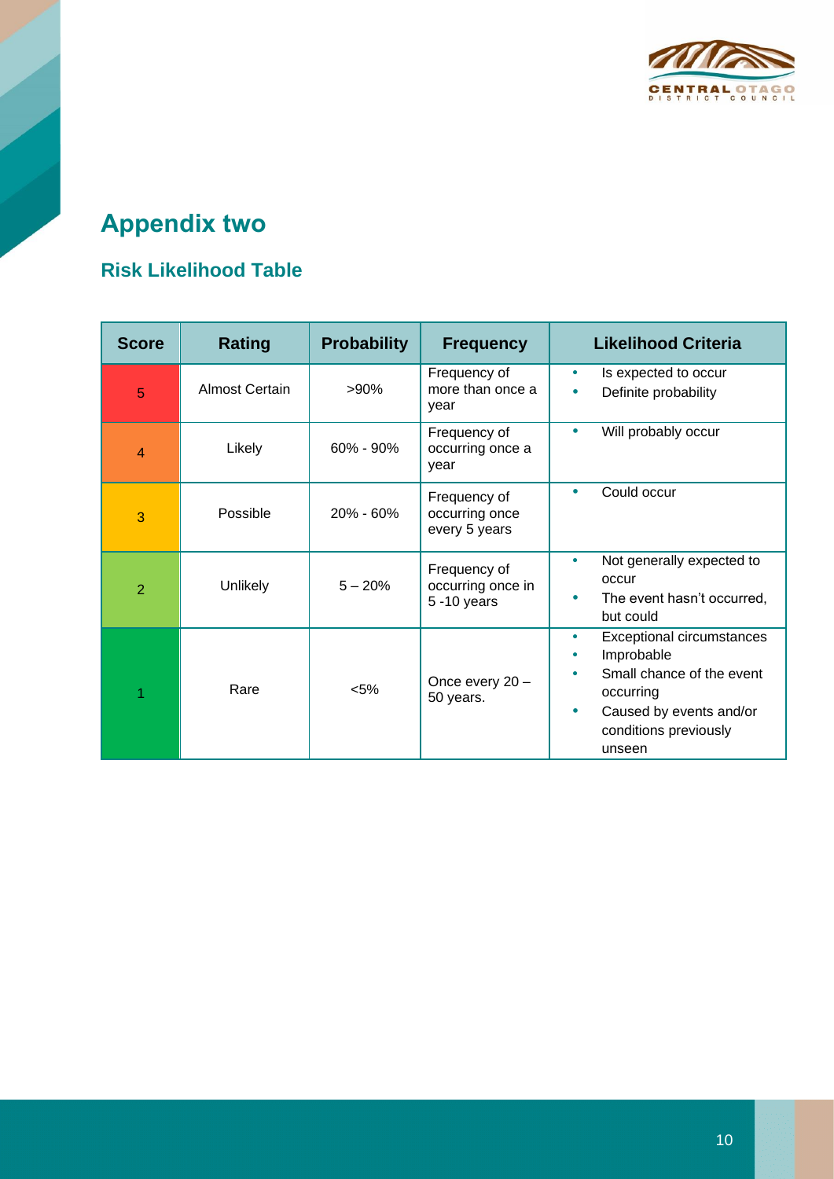# Appendix two

## Risk Likelihood Table

| Score | Rating | Probability | Frequency | Likelihood Criteria |
|---|---|---|---|---|
| 5 | Almost Certain | >90% | Frequency of more than once a year | • Is expected to occur<br>• Definite probability |
| 4 | Likely | 60% - 90% | Frequency of occurring once a year | • Will probably occur |
| 3 | Possible | 20% - 60% | Frequency of occurring once every 5 years | • Could occur |
| 2 | Unlikely | 5 – 20% | Frequency of occurring once in 5 -10 years | • Not generally expected to occur<br>• The event hasn't occurred, but could |
| 1 | Rare | <5% | Once every 20 – 50 years. | • Exceptional circumstances<br>• Improbable<br>• Small chance of the event occurring<br>• Caused by events and/or conditions previously unseen |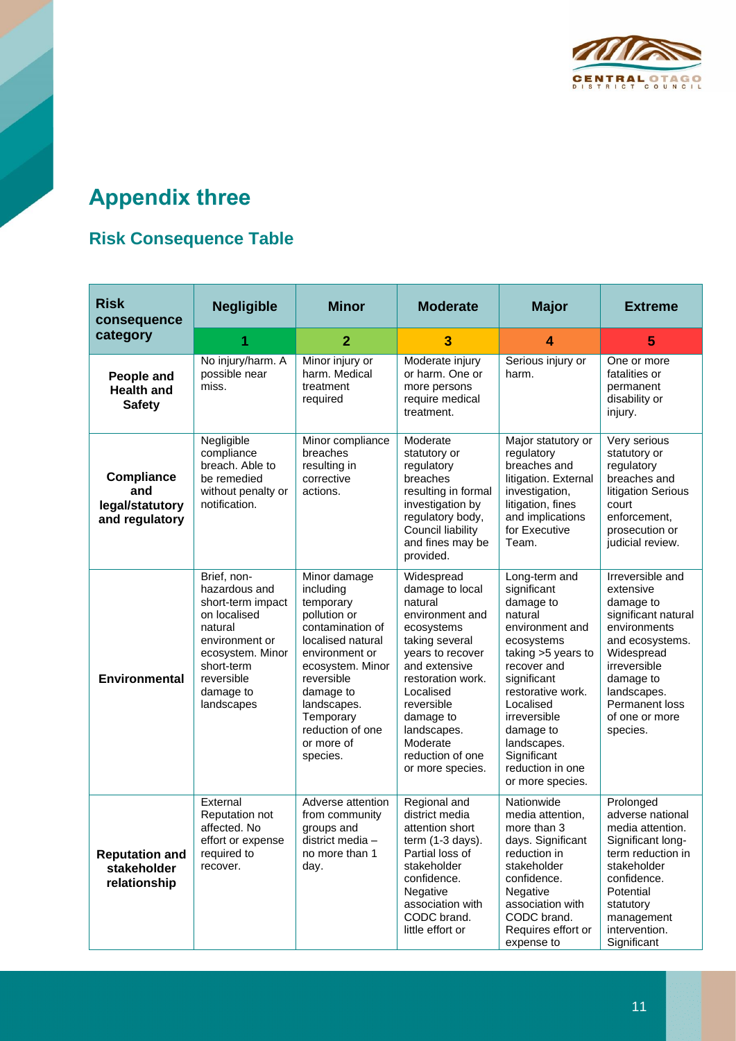# Appendix three

## Risk Consequence Table

| Risk consequence category | Negligible | Minor | Moderate | Major | Extreme |
|---|---|---|---|---|---|
| | 1 | 2 | 3 | 4 | 5 |
| **People and Health and Safety** | No injury/harm. A possible near miss. | Minor injury or harm. Medical treatment required | Moderate injury or harm. One or more persons require medical treatment. | Serious injury or harm. | One or more fatalities or permanent disability or injury. |
| **Compliance and legal/statutory and regulatory** | Negligible compliance breach. Able to be remedied without penalty or notification. | Minor compliance breaches resulting in corrective actions. | Moderate statutory or regulatory breaches resulting in formal investigation by regulatory body, Council liability and fines may be provided. | Major statutory or regulatory breaches and litigation. External investigation, litigation, fines and implications for Executive Team. | Very serious statutory or regulatory breaches and litigation Serious court enforcement, prosecution or judicial review. |
| **Environmental** | Brief, non-hazardous and short-term impact on localised natural environment or ecosystem. Minor short-term reversible damage to landscapes | Minor damage including temporary pollution or contamination of localised natural environment or ecosystem. Minor reversible damage to landscapes. Temporary reduction of one or more of species. | Widespread damage to local natural environment and ecosystems taking several years to recover and extensive restoration work. Localised reversible damage to landscapes. Moderate reduction of one or more species. | Long-term and significant damage to natural environment and ecosystems taking >5 years to recover and significant restorative work. Localised irreversible damage to landscapes. Significant reduction in one or more species. | Irreversible and extensive damage to significant natural environments and ecosystems. Widespread irreversible damage to landscapes. Permanent loss of one or more species. |
| **Reputation and stakeholder relationship** | External Reputation not affected. No effort or expense required to recover. | Adverse attention from community groups and district media – no more than 1 day. | Regional and district media attention short term (1-3 days). Partial loss of stakeholder confidence. Negative association with CODC brand. little effort or | Nationwide media attention, more than 3 days. Significant reduction in stakeholder confidence. Negative association with CODC brand. Requires effort or expense to | Prolonged adverse national media attention. Significant long-term reduction in stakeholder confidence. Potential statutory management intervention. Significant |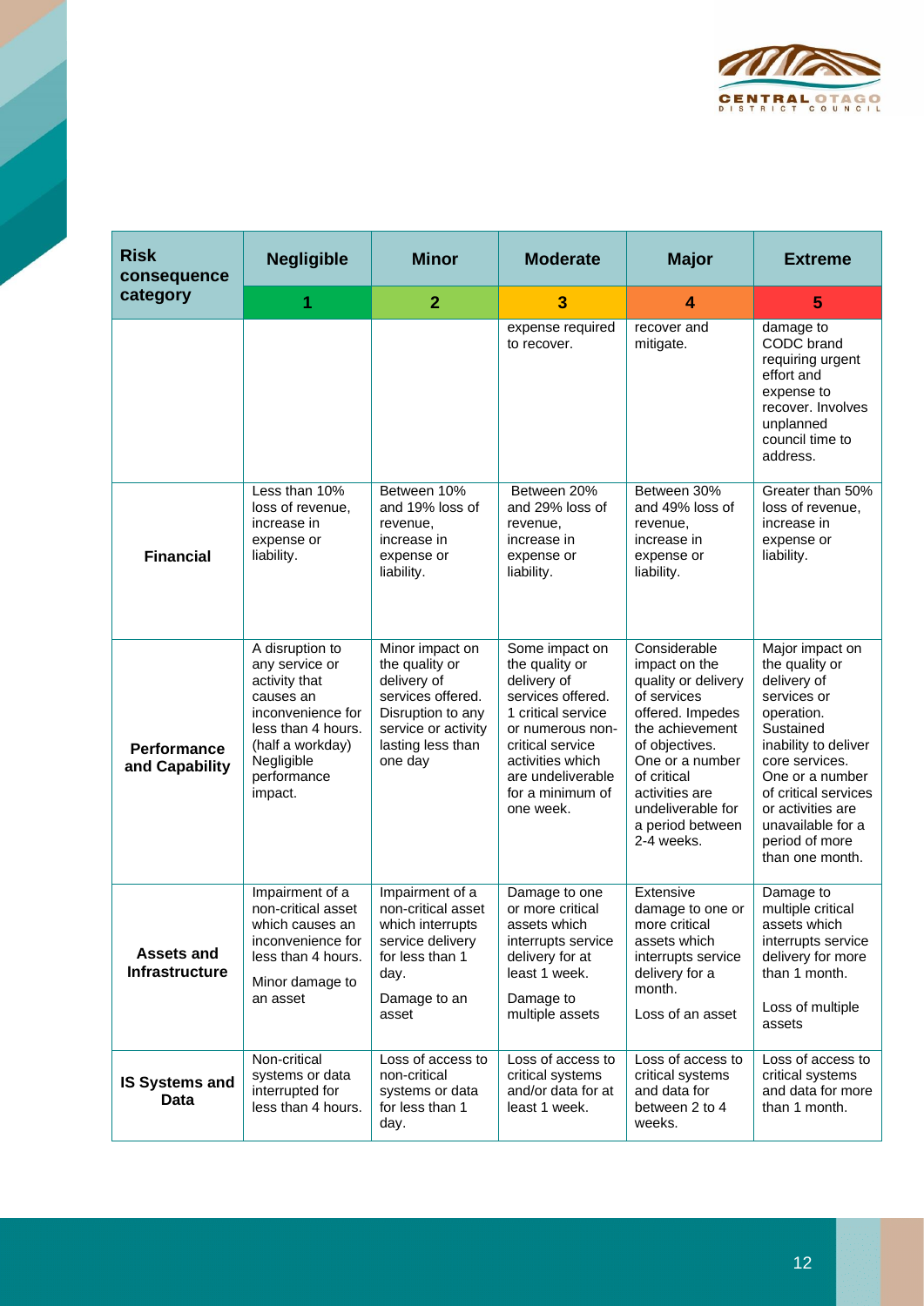| Risk consequence category | Negligible | Minor | Moderate | Major | Extreme |
|---|---|---|---|---|---|
| | 1 | 2 | 3 | 4 | 5 |
| | | | expense required to recover. | recover and mitigate. | damage to CODC brand requiring urgent effort and expense to recover. Involves unplanned council time to address. |
| **Financial** | Less than 10% loss of revenue, increase in expense or liability. | Between 10% and 19% loss of revenue, increase in expense or liability. | Between 20% and 29% loss of revenue, increase in expense or liability. | Between 30% and 49% loss of revenue, increase in expense or liability. | Greater than 50% loss of revenue, increase in expense or liability. |
| **Performance and Capability** | A disruption to any service or activity that causes an inconvenience for less than 4 hours. (half a workday) Negligible performance impact. | Minor impact on the quality or delivery of services offered. Disruption to any service or activity lasting less than one day | Some impact on the quality or delivery of services offered. 1 critical service or numerous non-critical service activities which are undeliverable for a minimum of one week. | Considerable impact on the quality or delivery of services offered. Impedes the achievement of objectives. One or a number of critical activities are undeliverable for a period between 2-4 weeks. | Major impact on the quality or delivery of services or operation. Sustained inability to deliver core services. One or a number of critical services or activities are unavailable for a period of more than one month. |
| **Assets and Infrastructure** | Impairment of a non-critical asset which causes an inconvenience for less than 4 hours.<br><br>Minor damage to an asset | Impairment of a non-critical asset which interrupts service delivery for less than 1 day.<br><br>Damage to an asset | Damage to one or more critical assets which interrupts service delivery for at least 1 week.<br><br>Damage to multiple assets | Extensive damage to one or more critical assets which interrupts service delivery for a month.<br><br>Loss of an asset | Damage to multiple critical assets which interrupts service delivery for more than 1 month.<br><br>Loss of multiple assets |
| **IS Systems and Data** | Non-critical systems or data interrupted for less than 4 hours. | Loss of access to non-critical systems or data for less than 1 day. | Loss of access to critical systems and/or data for at least 1 week. | Loss of access to critical systems and data for between 2 to 4 weeks. | Loss of access to critical systems and data for more than 1 month. |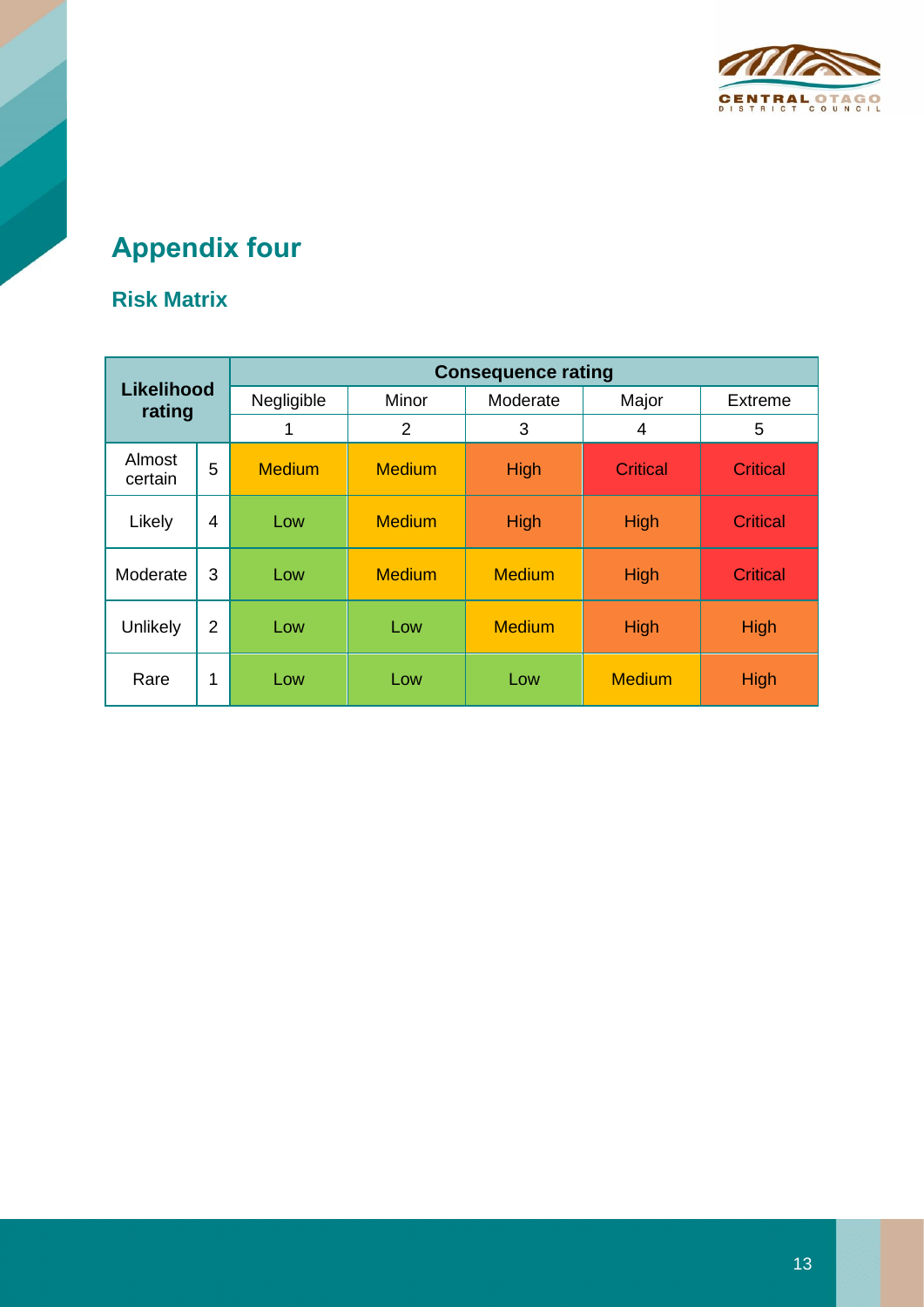# Appendix four

## Risk Matrix

| Likelihood rating | | Consequence rating | | | | |
|---|---|---|---|---|---|---|
| | | Negligible | Minor | Moderate | Major | Extreme |
| | | 1 | 2 | 3 | 4 | 5 |
| Almost certain | 5 | Medium | Medium | High | Critical | Critical |
| Likely | 4 | Low | Medium | High | High | Critical |
| Moderate | 3 | Low | Medium | Medium | High | Critical |
| Unlikely | 2 | Low | Low | Medium | High | High |
| Rare | 1 | Low | Low | Low | Medium | High |